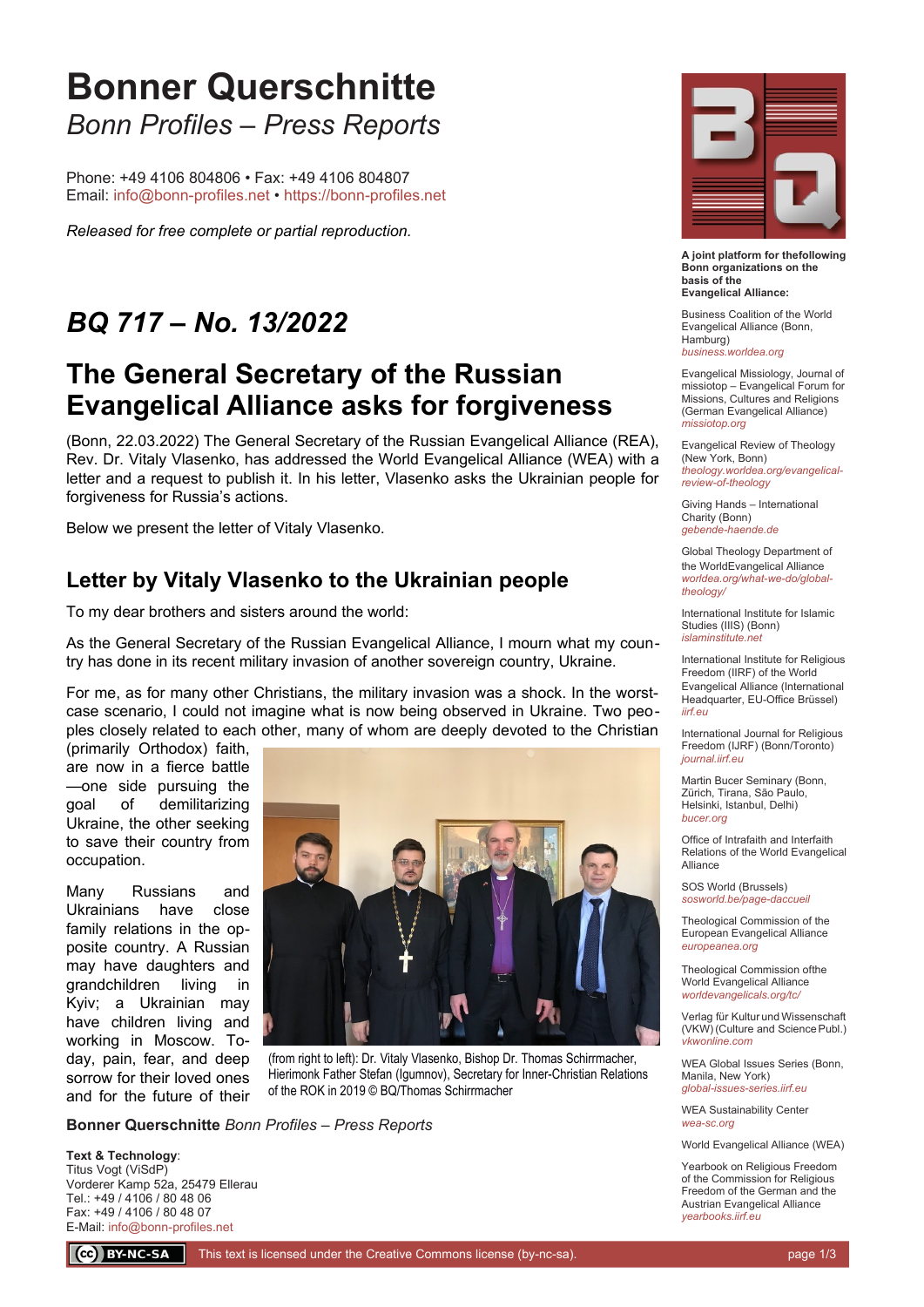# Bonner Querschnitte

*Bonn Profiles – Press Reports*

Phone: +49 4106 804806 • Fax: +49 4106 804807
Email: info@bonn-profiles.net • https://bonn-profiles.net

*Released for free complete or partial reproduction.*

# *BQ 717 – No. 13/2022*

## The General Secretary of the Russian Evangelical Alliance asks for forgiveness

(Bonn, 22.03.2022) The General Secretary of the Russian Evangelical Alliance (REA), Rev. Dr. Vitaly Vlasenko, has addressed the World Evangelical Alliance (WEA) with a letter and a request to publish it. In his letter, Vlasenko asks the Ukrainian people for forgiveness for Russia's actions.

Below we present the letter of Vitaly Vlasenko.

### Letter by Vitaly Vlasenko to the Ukrainian people

To my dear brothers and sisters around the world:

As the General Secretary of the Russian Evangelical Alliance, I mourn what my country has done in its recent military invasion of another sovereign country, Ukraine.

For me, as for many other Christians, the military invasion was a shock. In the worst-case scenario, I could not imagine what is now being observed in Ukraine. Two peoples closely related to each other, many of whom are deeply devoted to the Christian (primarily Orthodox) faith, are now in a fierce battle —one side pursuing the goal of demilitarizing Ukraine, the other seeking to save their country from occupation.

Many Russians and Ukrainians have close family relations in the opposite country. A Russian may have daughters and grandchildren living in Kyiv; a Ukrainian may have children living and working in Moscow. Today, pain, fear, and deep sorrow for their loved ones and for the future of their

(from right to left): Dr. Vitaly Vlasenko, Bishop Dr. Thomas Schirrmacher, Hierimonk Father Stefan (Igumnov), Secretary for Inner-Christian Relations of the ROK in 2019 © BQ/Thomas Schirrmacher

**Bonner Querschnitte** *Bonn Profiles – Press Reports*

**Text & Technology**:
Titus Vogt (ViSdP)
Vorderer Kamp 52a, 25479 Ellerau
Tel.: +49 / 4106 / 80 48 06
Fax: +49 / 4106 / 80 48 07
E-Mail: info@bonn-profiles.net

**A joint platform for thefollowing Bonn organizations on the basis of the Evangelical Alliance:**

Business Coalition of the World Evangelical Alliance (Bonn, Hamburg)
*business.worldea.org*

Evangelical Missiology, Journal of missiotop – Evangelical Forum for Missions, Cultures and Religions (German Evangelical Alliance)
*missiotop.org*

Evangelical Review of Theology (New York, Bonn)
*theology.worldea.org/evangelical-review-of-theology*

Giving Hands – International Charity (Bonn)
*gebende-haende.de*

Global Theology Department of the WorldEvangelical Alliance
*worldea.org/what-we-do/global-theology/*

International Institute for Islamic Studies (IIIS) (Bonn)
*islaminstitute.net*

International Institute for Religious Freedom (IIRF) of the World Evangelical Alliance (International Headquarter, EU-Office Brüssel)
*iirf.eu*

International Journal for Religious Freedom (IJRF) (Bonn/Toronto)
*journal.iirf.eu*

Martin Bucer Seminary (Bonn, Zürich, Tirana, São Paulo, Helsinki, Istanbul, Delhi)
*bucer.org*

Office of Intrafaith and Interfaith Relations of the World Evangelical Alliance

SOS World (Brussels)
*sosworld.be/page-daccueil*

Theological Commission of the European Evangelical Alliance
*europeanea.org*

Theological Commission ofthe World Evangelical Alliance
*worldevangelicals.org/tc/*

Verlag für Kultur und Wissenschaft (VKW) (Culture and Science Publ.)
*vkwonline.com*

WEA Global Issues Series (Bonn, Manila, New York)
*global-issues-series.iirf.eu*

WEA Sustainability Center
*wea-sc.org*

World Evangelical Alliance (WEA)

Yearbook on Religious Freedom of the Commission for Religious Freedom of the German and the Austrian Evangelical Alliance
*yearbooks.iirf.eu*

This text is licensed under the Creative Commons license (by-nc-sa).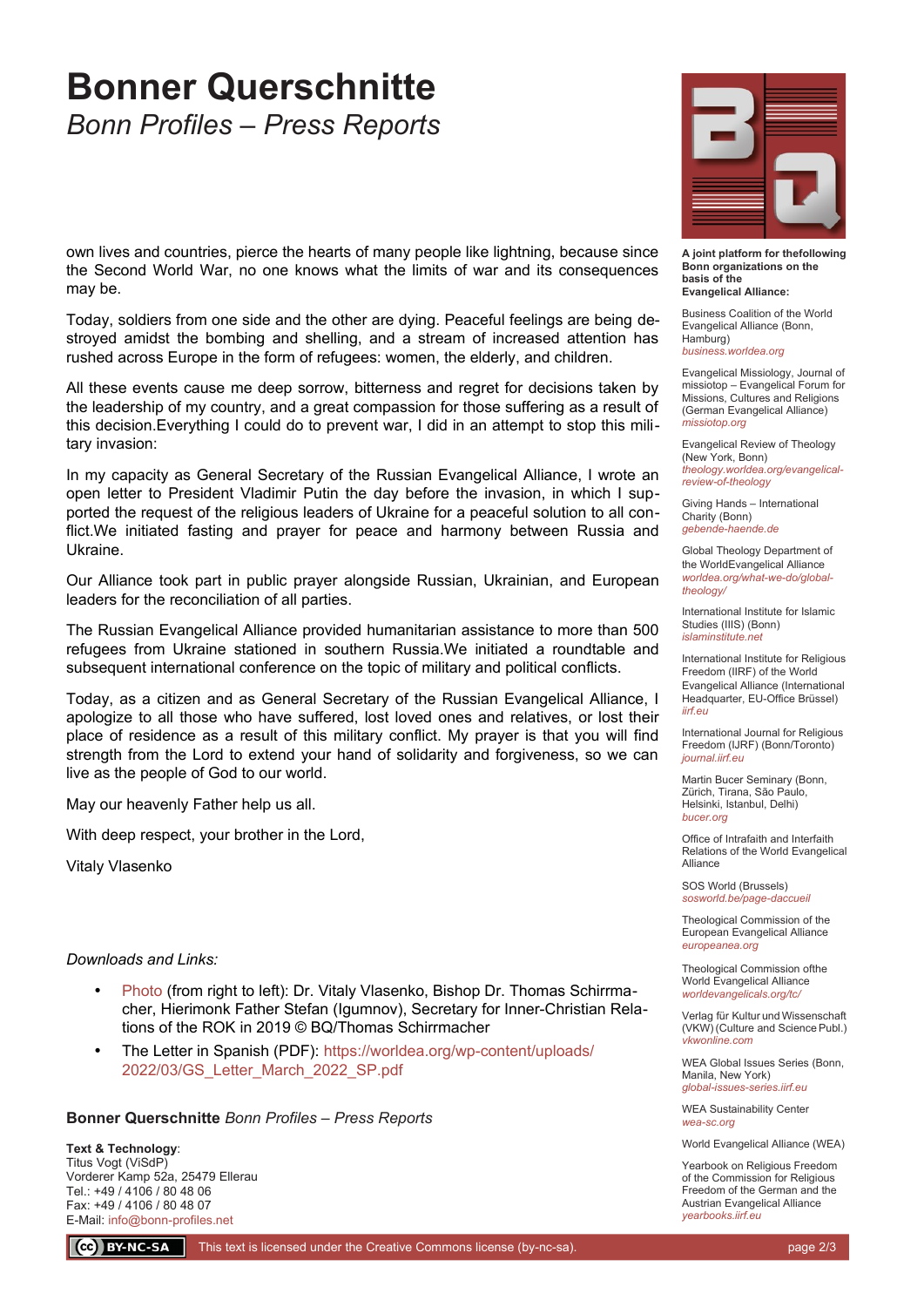# Bonner Querschnitte

*Bonn Profiles – Press Reports*

own lives and countries, pierce the hearts of many people like lightning, because since the Second World War, no one knows what the limits of war and its consequences may be.

Today, soldiers from one side and the other are dying. Peaceful feelings are being destroyed amidst the bombing and shelling, and a stream of increased attention has rushed across Europe in the form of refugees: women, the elderly, and children.

All these events cause me deep sorrow, bitterness and regret for decisions taken by the leadership of my country, and a great compassion for those suffering as a result of this decision.Everything I could do to prevent war, I did in an attempt to stop this military invasion:

In my capacity as General Secretary of the Russian Evangelical Alliance, I wrote an open letter to President Vladimir Putin the day before the invasion, in which I supported the request of the religious leaders of Ukraine for a peaceful solution to all conflict.We initiated fasting and prayer for peace and harmony between Russia and Ukraine.

Our Alliance took part in public prayer alongside Russian, Ukrainian, and European leaders for the reconciliation of all parties.

The Russian Evangelical Alliance provided humanitarian assistance to more than 500 refugees from Ukraine stationed in southern Russia.We initiated a roundtable and subsequent international conference on the topic of military and political conflicts.

Today, as a citizen and as General Secretary of the Russian Evangelical Alliance, I apologize to all those who have suffered, lost loved ones and relatives, or lost their place of residence as a result of this military conflict. My prayer is that you will find strength from the Lord to extend your hand of solidarity and forgiveness, so we can live as the people of God to our world.

May our heavenly Father help us all.

With deep respect, your brother in the Lord,

Vitaly Vlasenko

*Downloads and Links:*

- Photo (from right to left): Dr. Vitaly Vlasenko, Bishop Dr. Thomas Schirrmacher, Hierimonk Father Stefan (Igumnov), Secretary for Inner-Christian Relations of the ROK in 2019 © BQ/Thomas Schirrmacher
- The Letter in Spanish (PDF): https://worldea.org/wp-content/uploads/2022/03/GS_Letter_March_2022_SP.pdf

**Bonner Querschnitte** *Bonn Profiles – Press Reports*

**Text & Technology**:
Titus Vogt (ViSdP)
Vorderer Kamp 52a, 25479 Ellerau
Tel.: +49 / 4106 / 80 48 06
Fax: +49 / 4106 / 80 48 07
E-Mail: info@bonn-profiles.net

**A joint platform for thefollowing Bonn organizations on the basis of the Evangelical Alliance:**

Business Coalition of the World Evangelical Alliance (Bonn, Hamburg)
*business.worldea.org*

Evangelical Missiology, Journal of missiotop – Evangelical Forum for Missions, Cultures and Religions (German Evangelical Alliance)
*missiotop.org*

Evangelical Review of Theology (New York, Bonn)
*theology.worldea.org/evangelical-review-of-theology*

Giving Hands – International Charity (Bonn)
*gebende-haende.de*

Global Theology Department of the WorldEvangelical Alliance
*worldea.org/what-we-do/global-theology/*

International Institute for Islamic Studies (IIIS) (Bonn)
*islaminstitute.net*

International Institute for Religious Freedom (IIRF) of the World Evangelical Alliance (International Headquarter, EU-Office Brüssel)
*iirf.eu*

International Journal for Religious Freedom (IJRF) (Bonn/Toronto)
*journal.iirf.eu*

Martin Bucer Seminary (Bonn, Zürich, Tirana, São Paulo, Helsinki, Istanbul, Delhi)
*bucer.org*

Office of Intrafaith and Interfaith Relations of the World Evangelical Alliance

SOS World (Brussels)
*sosworld.be/page-daccueil*

Theological Commission of the European Evangelical Alliance
*europeanea.org*

Theological Commission ofthe World Evangelical Alliance
*worldevangelicals.org/tc/*

Verlag für Kultur und Wissenschaft (VKW) (Culture and Science Publ.)
*vkwonline.com*

WEA Global Issues Series (Bonn, Manila, New York)
*global-issues-series.iirf.eu*

WEA Sustainability Center
*wea-sc.org*

World Evangelical Alliance (WEA)

Yearbook on Religious Freedom of the Commission for Religious Freedom of the German and the Austrian Evangelical Alliance
*yearbooks.iirf.eu*

This text is licensed under the Creative Commons license (by-nc-sa).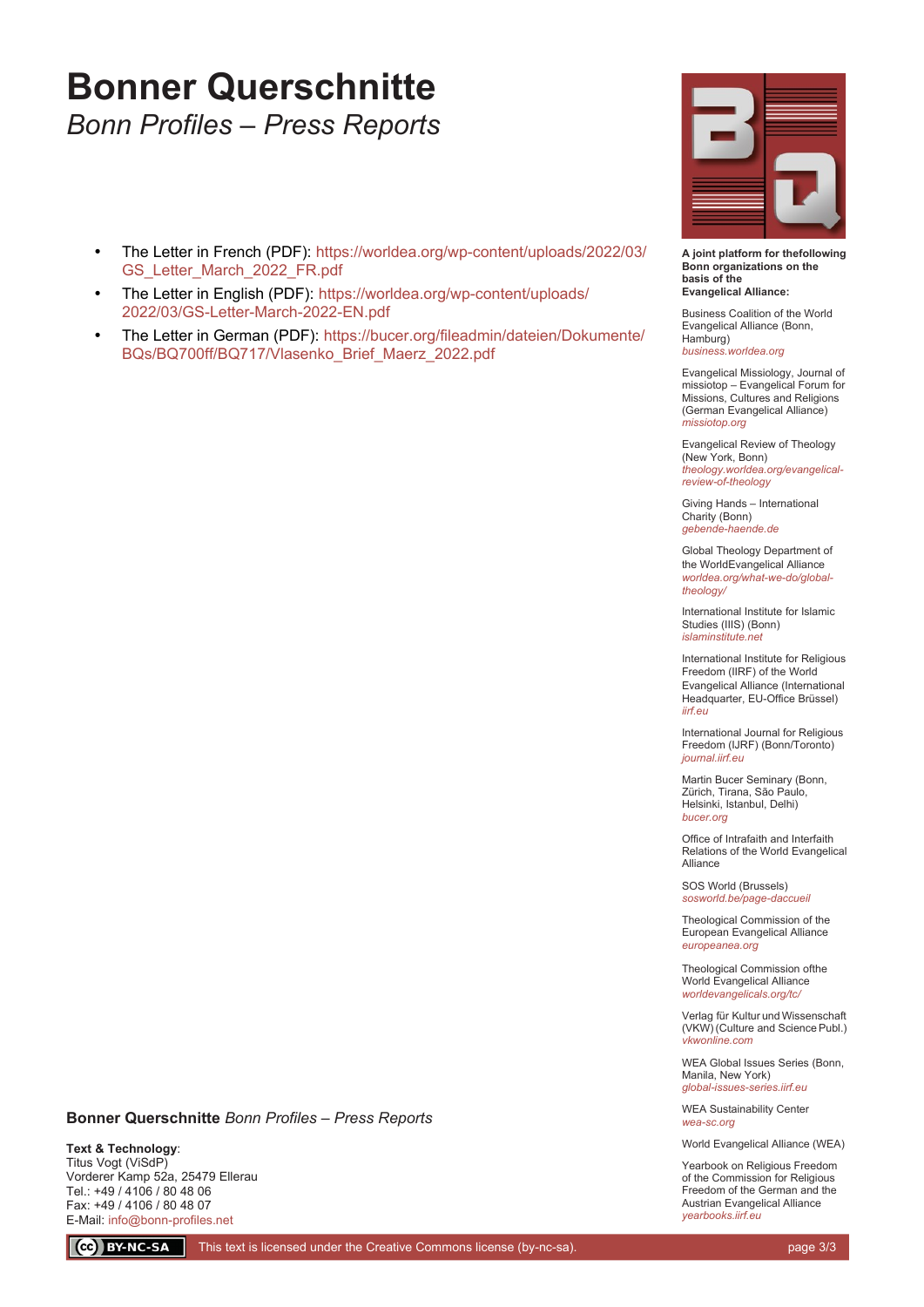# Bonner Querschnitte

*Bonn Profiles – Press Reports*

- The Letter in French (PDF): https://worldea.org/wp-content/uploads/2022/03/GS_Letter_March_2022_FR.pdf
- The Letter in English (PDF): https://worldea.org/wp-content/uploads/2022/03/GS-Letter-March-2022-EN.pdf
- The Letter in German (PDF): https://bucer.org/fileadmin/dateien/Dokumente/BQs/BQ700ff/BQ717/Vlasenko_Brief_Maerz_2022.pdf

**A joint platform for thefollowing Bonn organizations on the basis of the Evangelical Alliance:**

Business Coalition of the World Evangelical Alliance (Bonn, Hamburg)
*business.worldea.org*

Evangelical Missiology, Journal of missiotop – Evangelical Forum for Missions, Cultures and Religions (German Evangelical Alliance)
*missiotop.org*

Evangelical Review of Theology (New York, Bonn)
*theology.worldea.org/evangelical-review-of-theology*

Giving Hands – International Charity (Bonn)
*gebende-haende.de*

Global Theology Department of the WorldEvangelical Alliance
*worldea.org/what-we-do/global-theology/*

International Institute for Islamic Studies (IIIS) (Bonn)
*islaminstitute.net*

International Institute for Religious Freedom (IIRF) of the World Evangelical Alliance (International Headquarter, EU-Office Brüssel)
*iirf.eu*

International Journal for Religious Freedom (IJRF) (Bonn/Toronto)
*journal.iirf.eu*

Martin Bucer Seminary (Bonn, Zürich, Tirana, São Paulo, Helsinki, Istanbul, Delhi)
*bucer.org*

Office of Intrafaith and Interfaith Relations of the World Evangelical Alliance

SOS World (Brussels)
*sosworld.be/page-daccueil*

Theological Commission of the European Evangelical Alliance
*europeanea.org*

Theological Commission ofthe World Evangelical Alliance
*worldevangelicals.org/tc/*

Verlag für Kultur und Wissenschaft (VKW) (Culture and Science Publ.)
*vkwonline.com*

WEA Global Issues Series (Bonn, Manila, New York)
*global-issues-series.iirf.eu*

WEA Sustainability Center
*wea-sc.org*

World Evangelical Alliance (WEA)

Yearbook on Religious Freedom of the Commission for Religious Freedom of the German and the Austrian Evangelical Alliance
*yearbooks.iirf.eu*

**Bonner Querschnitte** *Bonn Profiles – Press Reports*

**Text & Technology**:
Titus Vogt (ViSdP)
Vorderer Kamp 52a, 25479 Ellerau
Tel.: +49 / 4106 / 80 48 06
Fax: +49 / 4106 / 80 48 07
E-Mail: info@bonn-profiles.net

This text is licensed under the Creative Commons license (by-nc-sa).